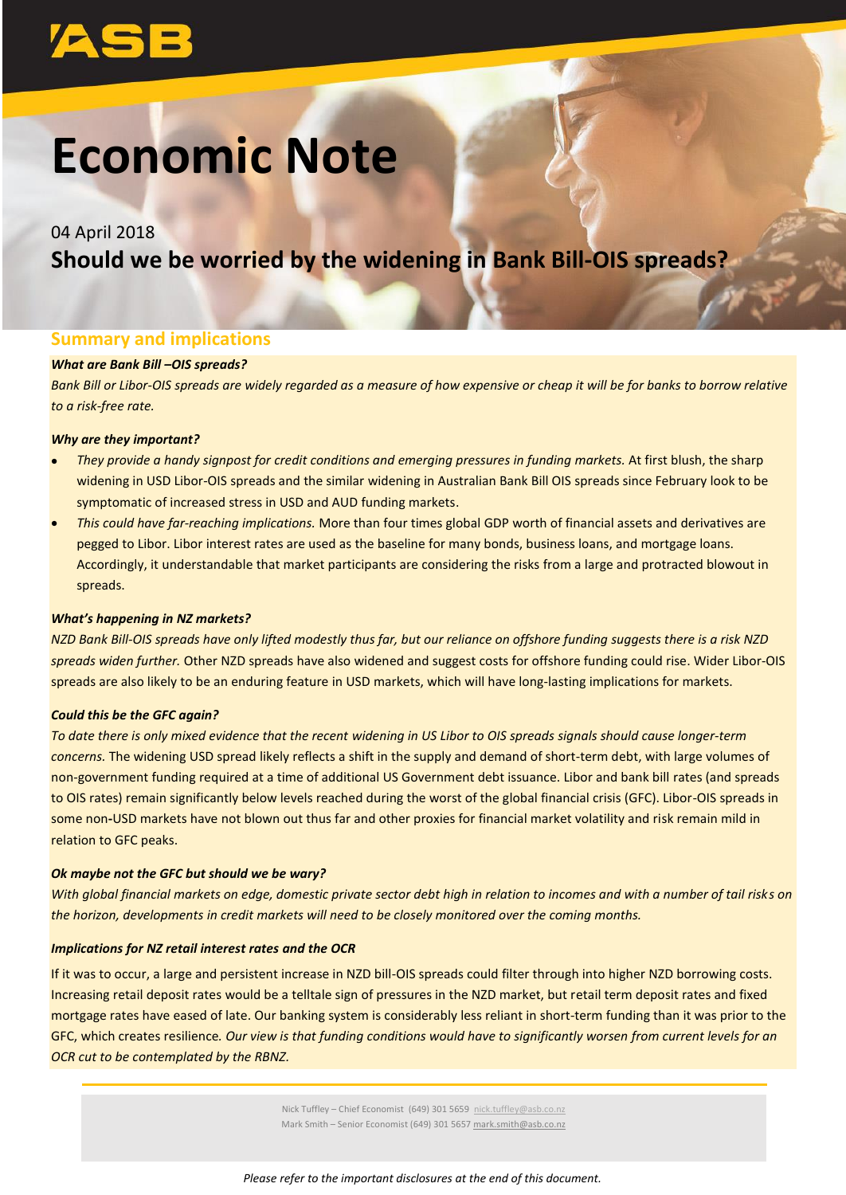ASB

# Economic Note

04 April 2018

## Should we be worried by the widening in Bank Bill-OIS spreads?

### Summary and implications

***What are Bank Bill –OIS spreads?***

*Bank Bill or Libor-OIS spreads are widely regarded as a measure of how expensive or cheap it will be for banks to borrow relative to a risk-free rate.*

***Why are they important?***

- *They provide a handy signpost for credit conditions and emerging pressures in funding markets.* At first blush, the sharp widening in USD Libor-OIS spreads and the similar widening in Australian Bank Bill OIS spreads since February look to be symptomatic of increased stress in USD and AUD funding markets.
- *This could have far-reaching implications.* More than four times global GDP worth of financial assets and derivatives are pegged to Libor. Libor interest rates are used as the baseline for many bonds, business loans, and mortgage loans. Accordingly, it understandable that market participants are considering the risks from a large and protracted blowout in spreads.

***What's happening in NZ markets?***

*NZD Bank Bill-OIS spreads have only lifted modestly thus far, but our reliance on offshore funding suggests there is a risk NZD spreads widen further.* Other NZD spreads have also widened and suggest costs for offshore funding could rise. Wider Libor-OIS spreads are also likely to be an enduring feature in USD markets, which will have long-lasting implications for markets.

***Could this be the GFC again?***

*To date there is only mixed evidence that the recent widening in US Libor to OIS spreads signals should cause longer-term concerns.* The widening USD spread likely reflects a shift in the supply and demand of short-term debt, with large volumes of non-government funding required at a time of additional US Government debt issuance. Libor and bank bill rates (and spreads to OIS rates) remain significantly below levels reached during the worst of the global financial crisis (GFC). Libor-OIS spreads in some non-USD markets have not blown out thus far and other proxies for financial market volatility and risk remain mild in relation to GFC peaks.

***Ok maybe not the GFC but should we be wary?***

*With global financial markets on edge, domestic private sector debt high in relation to incomes and with a number of tail risks on the horizon, developments in credit markets will need to be closely monitored over the coming months.*

***Implications for NZ retail interest rates and the OCR***

If it was to occur, a large and persistent increase in NZD bill-OIS spreads could filter through into higher NZD borrowing costs. Increasing retail deposit rates would be a telltale sign of pressures in the NZD market, but retail term deposit rates and fixed mortgage rates have eased of late. Our banking system is considerably less reliant in short-term funding than it was prior to the GFC, which creates resilience. *Our view is that funding conditions would have to significantly worsen from current levels for an OCR cut to be contemplated by the RBNZ.*

Nick Tuffley – Chief Economist (649) 301 5659 nick.tuffley@asb.co.nz
Mark Smith – Senior Economist (649) 301 5657 mark.smith@asb.co.nz

*Please refer to the important disclosures at the end of this document.*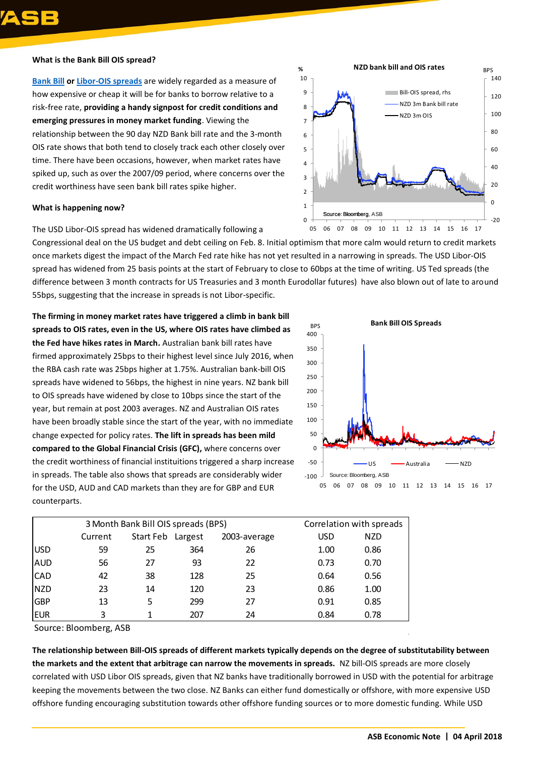**What is the Bank Bill OIS spread?**

Bank Bill or Libor-OIS spreads are widely regarded as a measure of how expensive or cheap it will be for banks to borrow relative to a risk-free rate, **providing a handy signpost for credit conditions and emerging pressures in money market funding**. Viewing the relationship between the 90 day NZD Bank bill rate and the 3-month OIS rate shows that both tend to closely track each other closely over time. There have been occasions, however, when market rates have spiked up, such as over the 2007/09 period, where concerns over the credit worthiness have seen bank bill rates spike higher.

**What is happening now?**

The USD Libor-OIS spread has widened dramatically following a Congressional deal on the US budget and debt ceiling on Feb. 8. Initial optimism that more calm would return to credit markets once markets digest the impact of the March Fed rate hike has not yet resulted in a narrowing in spreads. The USD Libor-OIS spread has widened from 25 basis points at the start of February to close to 60bps at the time of writing. US Ted spreads (the difference between 3 month contracts for US Treasuries and 3 month Eurodollar futures) have also blown out of late to around 55bps, suggesting that the increase in spreads is not Libor-specific.

**The firming in money market rates have triggered a climb in bank bill spreads to OIS rates, even in the US, where OIS rates have climbed as the Fed have hikes rates in March.** Australian bank bill rates have firmed approximately 25bps to their highest level since July 2016, when the RBA cash rate was 25bps higher at 1.75%. Australian bank-bill OIS spreads have widened to 56bps, the highest in nine years. NZ bank bill to OIS spreads have widened by close to 10bps since the start of the year, but remain at post 2003 averages. NZ and Australian OIS rates have been broadly stable since the start of the year, with no immediate change expected for policy rates. **The lift in spreads has been mild compared to the Global Financial Crisis (GFC),** where concerns over the credit worthiness of financial instituitions triggered a sharp increase in spreads. The table also shows that spreads are considerably wider for the USD, AUD and CAD markets than they are for GBP and EUR counterparts.

| | 3 Month Bank Bill OIS spreads (BPS) | | | | Correlation with spreads | |
|---|---|---|---|---|---|---|
| | Current | Start Feb | Largest | 2003-average | USD | NZD |
| USD | 59 | 25 | 364 | 26 | 1.00 | 0.86 |
| AUD | 56 | 27 | 93 | 22 | 0.73 | 0.70 |
| CAD | 42 | 38 | 128 | 25 | 0.64 | 0.56 |
| NZD | 23 | 14 | 120 | 23 | 0.86 | 1.00 |
| GBP | 13 | 5 | 299 | 27 | 0.91 | 0.85 |
| EUR | 3 | 1 | 207 | 24 | 0.84 | 0.78 |

Source: Bloomberg, ASB

**The relationship between Bill-OIS spreads of different markets typically depends on the degree of substitutability between the markets and the extent that arbitrage can narrow the movements in spreads.** NZ bill-OIS spreads are more closely correlated with USD Libor OIS spreads, given that NZ banks have traditionally borrowed in USD with the potential for arbitrage keeping the movements between the two close. NZ Banks can either fund domestically or offshore, with more expensive USD offshore funding encouraging substitution towards other offshore funding sources or to more domestic funding. While USD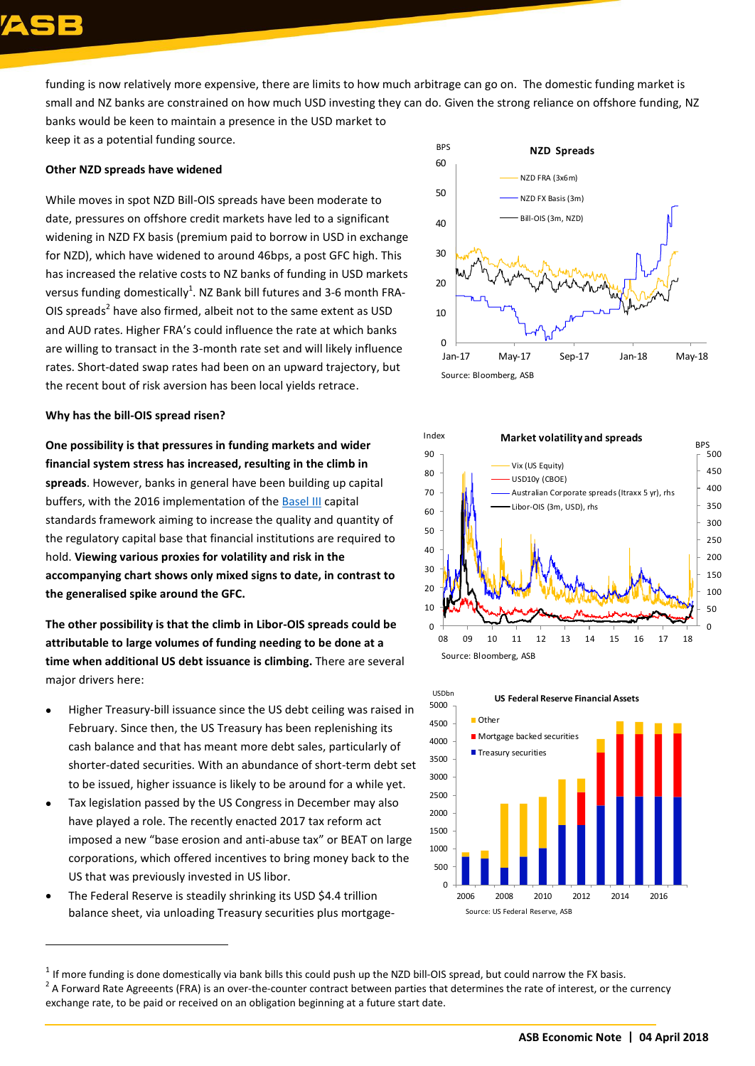funding is now relatively more expensive, there are limits to how much arbitrage can go on. The domestic funding market is small and NZ banks are constrained on how much USD investing they can do. Given the strong reliance on offshore funding, NZ banks would be keen to maintain a presence in the USD market to keep it as a potential funding source.

**Other NZD spreads have widened**

While moves in spot NZD Bill-OIS spreads have been moderate to date, pressures on offshore credit markets have led to a significant widening in NZD FX basis (premium paid to borrow in USD in exchange for NZD), which have widened to around 46bps, a post GFC high. This has increased the relative costs to NZ banks of funding in USD markets versus funding domestically[1]. NZ Bank bill futures and 3-6 month FRA-OIS spreads[2] have also firmed, albeit not to the same extent as USD and AUD rates. Higher FRA's could influence the rate at which banks are willing to transact in the 3-month rate set and will likely influence rates. Short-dated swap rates had been on an upward trajectory, but the recent bout of risk aversion has been local yields retrace.

**Why has the bill-OIS spread risen?**

**One possibility is that pressures in funding markets and wider financial system stress has increased, resulting in the climb in spreads**. However, banks in general have been building up capital buffers, with the 2016 implementation of the Basel III capital standards framework aiming to increase the quality and quantity of the regulatory capital base that financial institutions are required to hold. **Viewing various proxies for volatility and risk in the accompanying chart shows only mixed signs to date, in contrast to the generalised spike around the GFC.**

**The other possibility is that the climb in Libor-OIS spreads could be attributable to large volumes of funding needing to be done at a time when additional US debt issuance is climbing.** There are several major drivers here:

- Higher Treasury-bill issuance since the US debt ceiling was raised in February. Since then, the US Treasury has been replenishing its cash balance and that has meant more debt sales, particularly of shorter-dated securities. With an abundance of short-term debt set to be issued, higher issuance is likely to be around for a while yet.
- Tax legislation passed by the US Congress in December may also have played a role. The recently enacted 2017 tax reform act imposed a new "base erosion and anti-abuse tax" or BEAT on large corporations, which offered incentives to bring money back to the US that was previously invested in US libor.
- The Federal Reserve is steadily shrinking its USD $4.4 trillion balance sheet, via unloading Treasury securities plus mortgage-

NZD Spreads

Source: Bloomberg, ASB

Market volatility and spreads

Source: Bloomberg, ASB

US Federal Reserve Financial Assets

Source: US Federal Reserve, ASB

[1] If more funding is done domestically via bank bills this could push up the NZD bill-OIS spread, but could narrow the FX basis.

[2] A Forward Rate Agreeents (FRA) is an over-the-counter contract between parties that determines the rate of interest, or the currency exchange rate, to be paid or received on an obligation beginning at a future start date.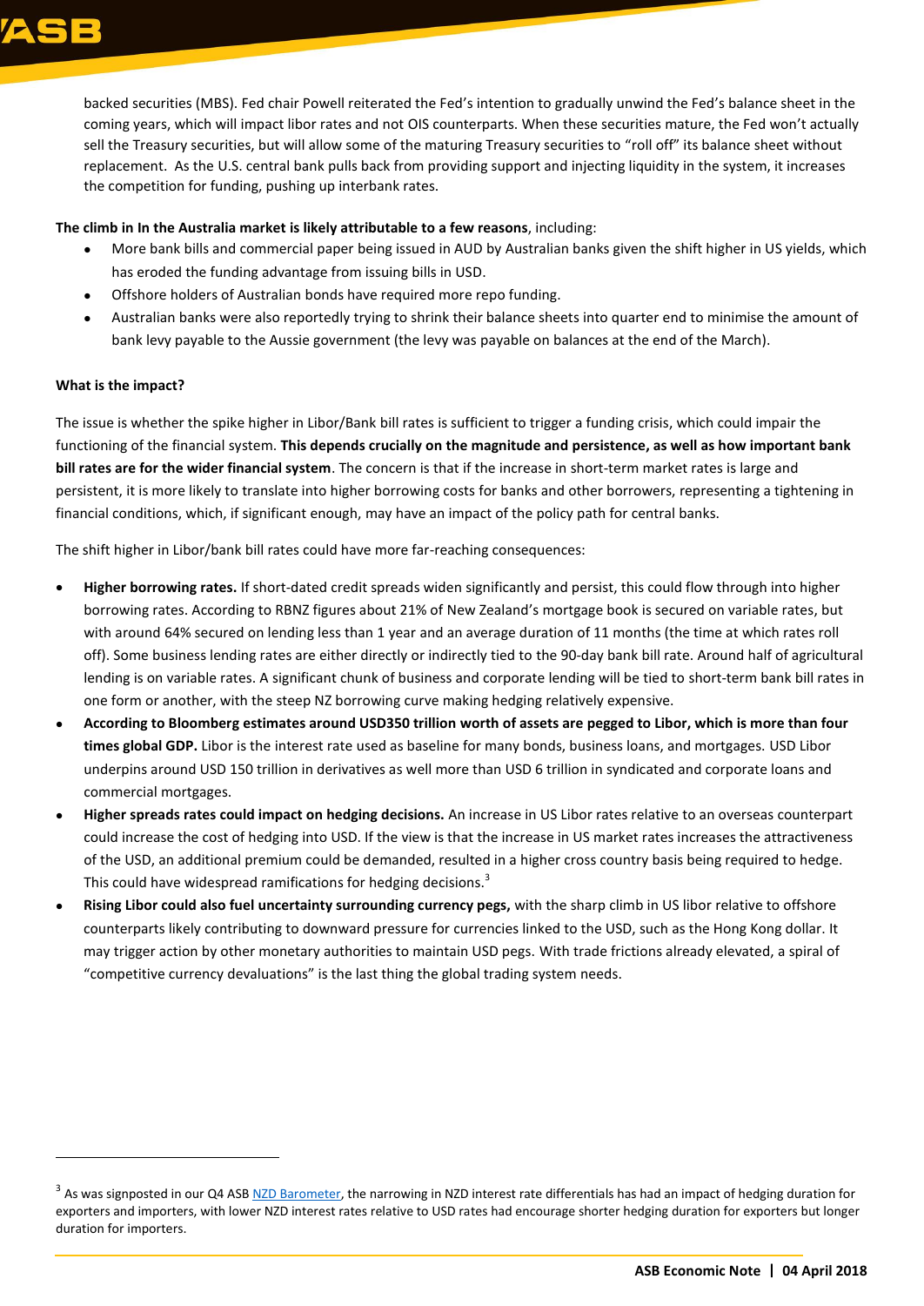backed securities (MBS). Fed chair Powell reiterated the Fed's intention to gradually unwind the Fed's balance sheet in the coming years, which will impact libor rates and not OIS counterparts. When these securities mature, the Fed won't actually sell the Treasury securities, but will allow some of the maturing Treasury securities to "roll off" its balance sheet without replacement. As the U.S. central bank pulls back from providing support and injecting liquidity in the system, it increases the competition for funding, pushing up interbank rates.

**The climb in In the Australia market is likely attributable to a few reasons**, including:

- More bank bills and commercial paper being issued in AUD by Australian banks given the shift higher in US yields, which has eroded the funding advantage from issuing bills in USD.
- Offshore holders of Australian bonds have required more repo funding.
- Australian banks were also reportedly trying to shrink their balance sheets into quarter end to minimise the amount of bank levy payable to the Aussie government (the levy was payable on balances at the end of the March).

**What is the impact?**

The issue is whether the spike higher in Libor/Bank bill rates is sufficient to trigger a funding crisis, which could impair the functioning of the financial system. **This depends crucially on the magnitude and persistence, as well as how important bank bill rates are for the wider financial system**. The concern is that if the increase in short-term market rates is large and persistent, it is more likely to translate into higher borrowing costs for banks and other borrowers, representing a tightening in financial conditions, which, if significant enough, may have an impact of the policy path for central banks.

The shift higher in Libor/bank bill rates could have more far-reaching consequences:

- **Higher borrowing rates.** If short-dated credit spreads widen significantly and persist, this could flow through into higher borrowing rates. According to RBNZ figures about 21% of New Zealand's mortgage book is secured on variable rates, but with around 64% secured on lending less than 1 year and an average duration of 11 months (the time at which rates roll off). Some business lending rates are either directly or indirectly tied to the 90-day bank bill rate. Around half of agricultural lending is on variable rates. A significant chunk of business and corporate lending will be tied to short-term bank bill rates in one form or another, with the steep NZ borrowing curve making hedging relatively expensive.
- **According to Bloomberg estimates around USD350 trillion worth of assets are pegged to Libor, which is more than four times global GDP.** Libor is the interest rate used as baseline for many bonds, business loans, and mortgages. USD Libor underpins around USD 150 trillion in derivatives as well more than USD 6 trillion in syndicated and corporate loans and commercial mortgages.
- **Higher spreads rates could impact on hedging decisions.** An increase in US Libor rates relative to an overseas counterpart could increase the cost of hedging into USD. If the view is that the increase in US market rates increases the attractiveness of the USD, an additional premium could be demanded, resulted in a higher cross country basis being required to hedge. This could have widespread ramifications for hedging decisions.[3]
- **Rising Libor could also fuel uncertainty surrounding currency pegs,** with the sharp climb in US libor relative to offshore counterparts likely contributing to downward pressure for currencies linked to the USD, such as the Hong Kong dollar. It may trigger action by other monetary authorities to maintain USD pegs. With trade frictions already elevated, a spiral of "competitive currency devaluations" is the last thing the global trading system needs.

---

[3] As was signposted in our Q4 ASB NZD Barometer, the narrowing in NZD interest rate differentials has had an impact of hedging duration for exporters and importers, with lower NZD interest rates relative to USD rates had encourage shorter hedging duration for exporters but longer duration for importers.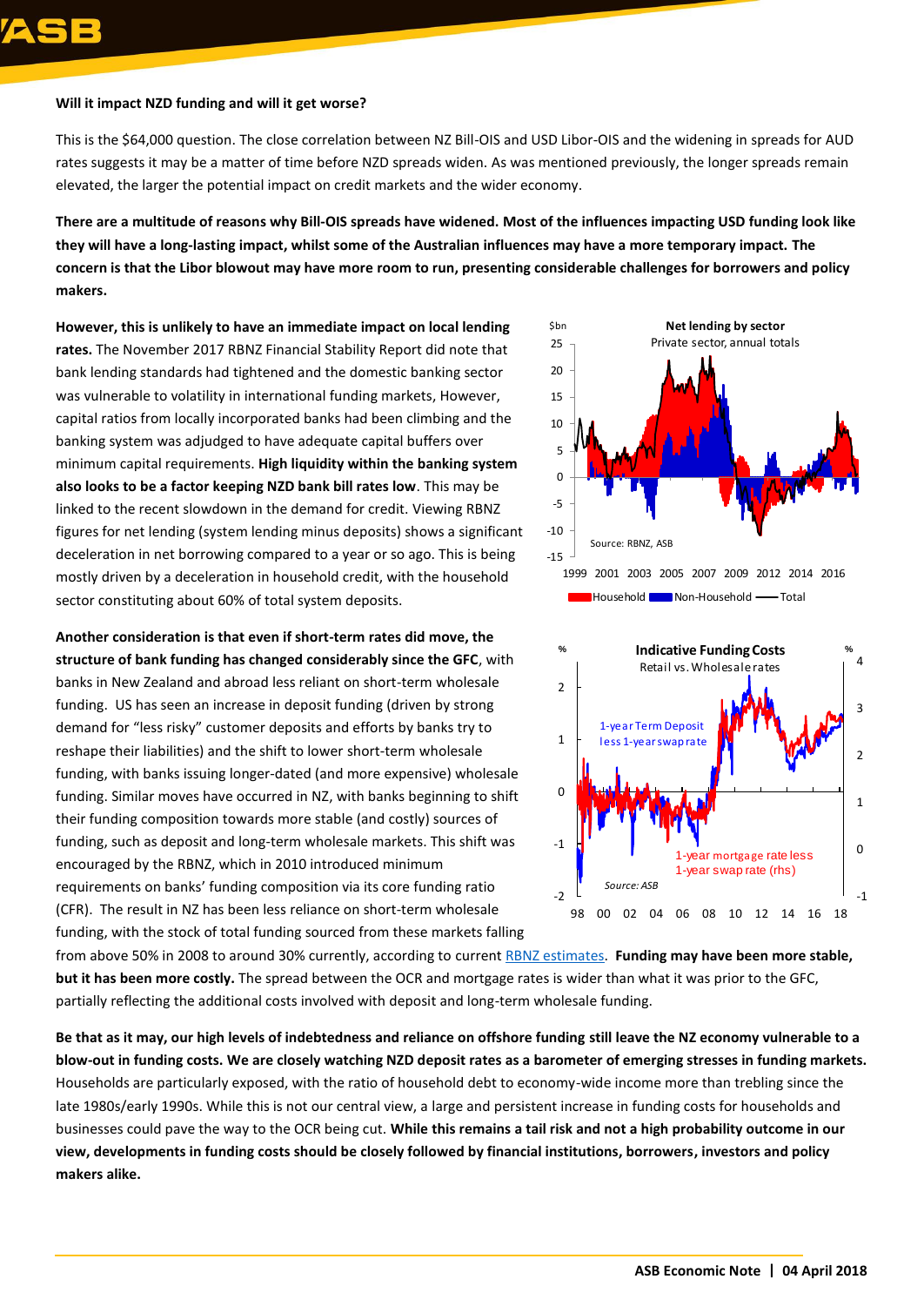**Will it impact NZD funding and will it get worse?**

This is the $64,000 question. The close correlation between NZ Bill-OIS and USD Libor-OIS and the widening in spreads for AUD rates suggests it may be a matter of time before NZD spreads widen. As was mentioned previously, the longer spreads remain elevated, the larger the potential impact on credit markets and the wider economy.

**There are a multitude of reasons why Bill-OIS spreads have widened. Most of the influences impacting USD funding look like they will have a long-lasting impact, whilst some of the Australian influences may have a more temporary impact. The concern is that the Libor blowout may have more room to run, presenting considerable challenges for borrowers and policy makers.**

**However, this is unlikely to have an immediate impact on local lending rates.** The November 2017 RBNZ Financial Stability Report did note that bank lending standards had tightened and the domestic banking sector was vulnerable to volatility in international funding markets, However, capital ratios from locally incorporated banks had been climbing and the banking system was adjudged to have adequate capital buffers over minimum capital requirements. **High liquidity within the banking system also looks to be a factor keeping NZD bank bill rates low**. This may be linked to the recent slowdown in the demand for credit. Viewing RBNZ figures for net lending (system lending minus deposits) shows a significant deceleration in net borrowing compared to a year or so ago. This is being mostly driven by a deceleration in household credit, with the household sector constituting about 60% of total system deposits.

**Another consideration is that even if short-term rates did move, the structure of bank funding has changed considerably since the GFC**, with banks in New Zealand and abroad less reliant on short-term wholesale funding. US has seen an increase in deposit funding (driven by strong demand for "less risky" customer deposits and efforts by banks try to reshape their liabilities) and the shift to lower short-term wholesale funding, with banks issuing longer-dated (and more expensive) wholesale funding. Similar moves have occurred in NZ, with banks beginning to shift their funding composition towards more stable (and costly) sources of funding, such as deposit and long-term wholesale markets. This shift was encouraged by the RBNZ, which in 2010 introduced minimum requirements on banks' funding composition via its core funding ratio (CFR). The result in NZ has been less reliance on short-term wholesale funding, with the stock of total funding sourced from these markets falling from above 50% in 2008 to around 30% currently, according to current [RBNZ estimates](). **Funding may have been more stable, but it has been more costly.** The spread between the OCR and mortgage rates is wider than what it was prior to the GFC, partially reflecting the additional costs involved with deposit and long-term wholesale funding.

**Net lending by sector**
Private sector, annual totals ($bn)
Source: RBNZ, ASB
Household / Non-Household / Total

**Indicative Funding Costs**
Retail vs. Wholesale rates
1-year Term Deposit less 1-year swap rate; 1-year mortgage rate less 1-year swap rate (rhs)
Source: ASB

**Be that as it may, our high levels of indebtedness and reliance on offshore funding still leave the NZ economy vulnerable to a blow-out in funding costs. We are closely watching NZD deposit rates as a barometer of emerging stresses in funding markets.** Households are particularly exposed, with the ratio of household debt to economy-wide income more than trebling since the late 1980s/early 1990s. While this is not our central view, a large and persistent increase in funding costs for households and businesses could pave the way to the OCR being cut. **While this remains a tail risk and not a high probability outcome in our view, developments in funding costs should be closely followed by financial institutions, borrowers, investors and policy makers alike.**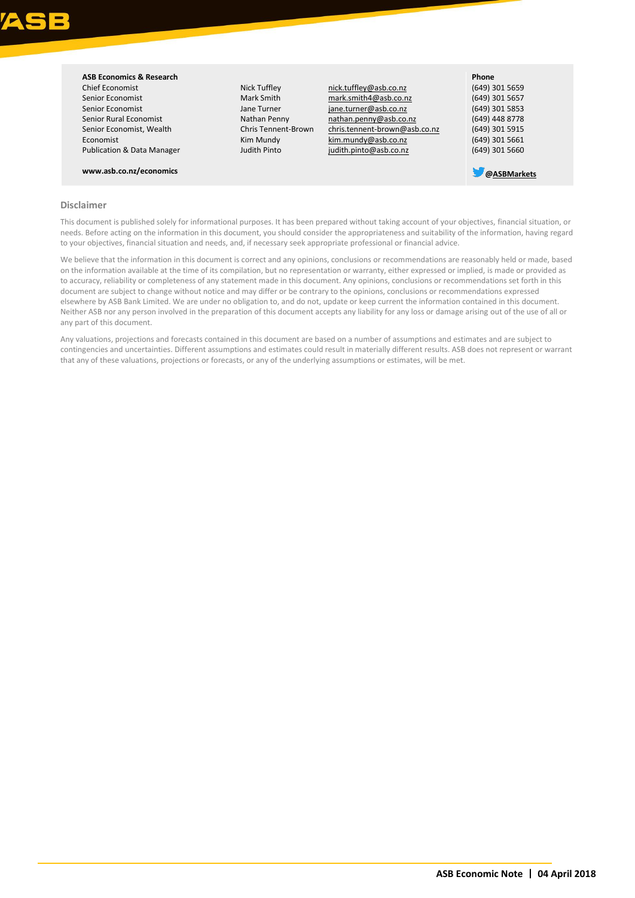| ASB Economics & Research | | | Phone |
| --- | --- | --- | --- |
| Chief Economist | Nick Tuffley | nick.tuffley@asb.co.nz | (649) 301 5659 |
| Senior Economist | Mark Smith | mark.smith4@asb.co.nz | (649) 301 5657 |
| Senior Economist | Jane Turner | jane.turner@asb.co.nz | (649) 301 5853 |
| Senior Rural Economist | Nathan Penny | nathan.penny@asb.co.nz | (649) 448 8778 |
| Senior Economist, Wealth | Chris Tennent-Brown | chris.tennent-brown@asb.co.nz | (649) 301 5915 |
| Economist | Kim Mundy | kim.mundy@asb.co.nz | (649) 301 5661 |
| Publication & Data Manager | Judith Pinto | judith.pinto@asb.co.nz | (649) 301 5660 |

**www.asb.co.nz/economics**

**@ASBMarkets**

## Disclaimer

This document is published solely for informational purposes. It has been prepared without taking account of your objectives, financial situation, or needs. Before acting on the information in this document, you should consider the appropriateness and suitability of the information, having regard to your objectives, financial situation and needs, and, if necessary seek appropriate professional or financial advice.

We believe that the information in this document is correct and any opinions, conclusions or recommendations are reasonably held or made, based on the information available at the time of its compilation, but no representation or warranty, either expressed or implied, is made or provided as to accuracy, reliability or completeness of any statement made in this document. Any opinions, conclusions or recommendations set forth in this document are subject to change without notice and may differ or be contrary to the opinions, conclusions or recommendations expressed elsewhere by ASB Bank Limited. We are under no obligation to, and do not, update or keep current the information contained in this document. Neither ASB nor any person involved in the preparation of this document accepts any liability for any loss or damage arising out of the use of all or any part of this document.

Any valuations, projections and forecasts contained in this document are based on a number of assumptions and estimates and are subject to contingencies and uncertainties. Different assumptions and estimates could result in materially different results. ASB does not represent or warrant that any of these valuations, projections or forecasts, or any of the underlying assumptions or estimates, will be met.